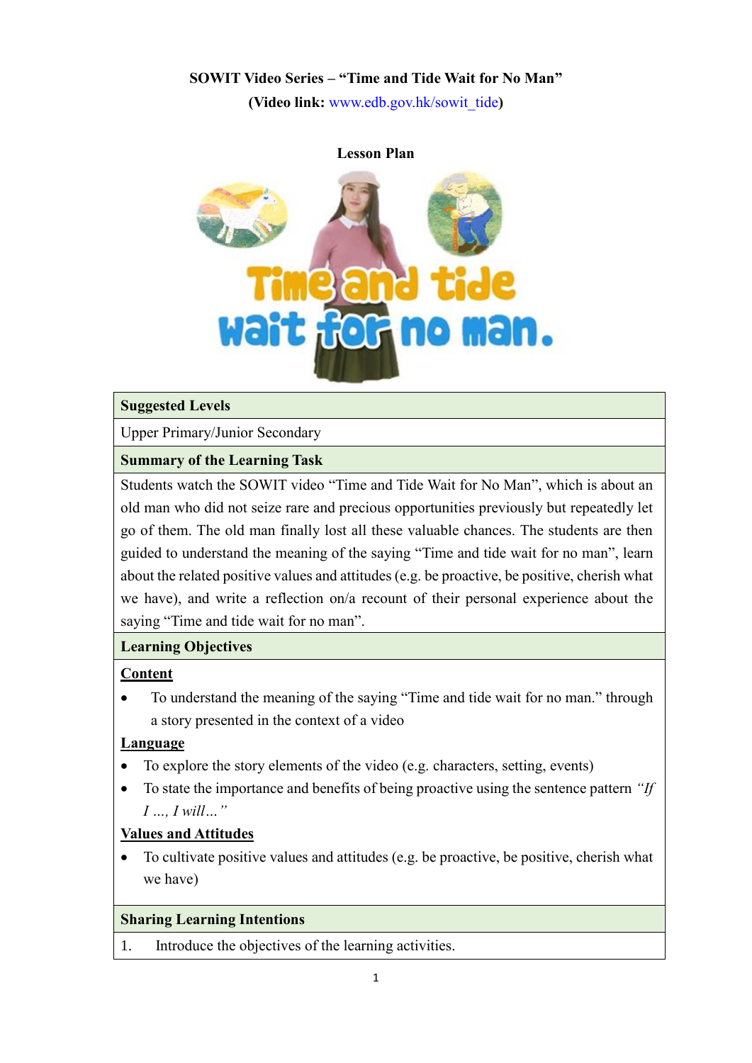**SOWIT Video Series – "Time and Tide Wait for No Man"**

**(Video link: www.edb.gov.hk/sowit_tide)**

**Lesson Plan**

| **Suggested Levels** |
|---|
| Upper Primary/Junior Secondary |
| **Summary of the Learning Task** |
| Students watch the SOWIT video "Time and Tide Wait for No Man", which is about an old man who did not seize rare and precious opportunities previously but repeatedly let go of them. The old man finally lost all these valuable chances. The students are then guided to understand the meaning of the saying "Time and tide wait for no man", learn about the related positive values and attitudes (e.g. be proactive, be positive, cherish what we have), and write a reflection on/a recount of their personal experience about the saying "Time and tide wait for no man". |
| **Learning Objectives** |
| <u>**Content**</u><br>• To understand the meaning of the saying "Time and tide wait for no man." through a story presented in the context of a video<br><u>**Language**</u><br>• To explore the story elements of the video (e.g. characters, setting, events)<br>• To state the importance and benefits of being proactive using the sentence pattern *"If I ..., I will…"*<br><u>**Values and Attitudes**</u><br>• To cultivate positive values and attitudes (e.g. be proactive, be positive, cherish what we have) |
| **Sharing Learning Intentions** |
| 1. Introduce the objectives of the learning activities. |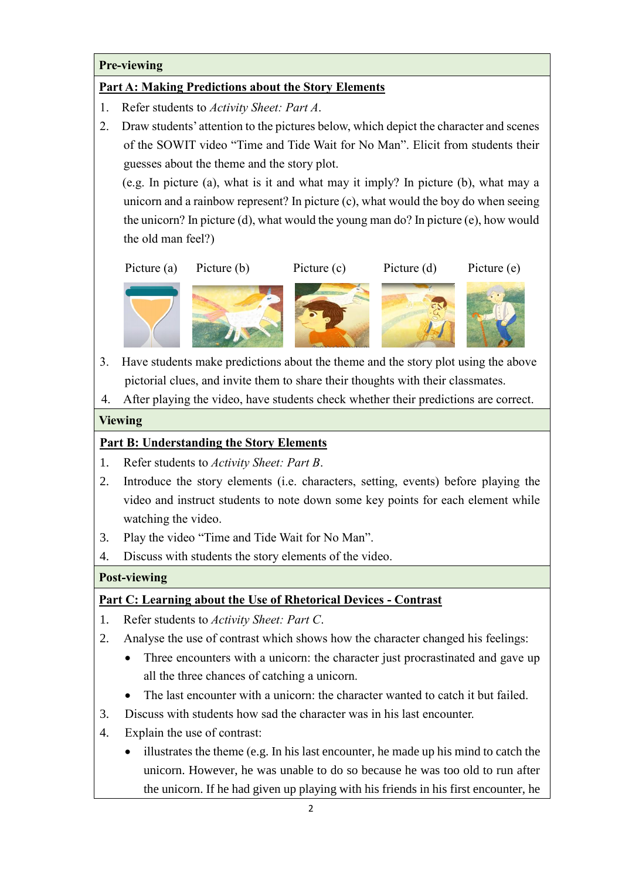## Pre-viewing

**Part A: Making Predictions about the Story Elements**

1. Refer students to *Activity Sheet: Part A*.
2. Draw students' attention to the pictures below, which depict the character and scenes of the SOWIT video "Time and Tide Wait for No Man". Elicit from students their guesses about the theme and the story plot.
   (e.g. In picture (a), what is it and what may it imply? In picture (b), what may a unicorn and a rainbow represent? In picture (c), what would the boy do when seeing the unicorn? In picture (d), what would the young man do? In picture (e), how would the old man feel?)

   Picture (a) Picture (b) Picture (c) Picture (d) Picture (e)

3. Have students make predictions about the theme and the story plot using the above pictorial clues, and invite them to share their thoughts with their classmates.
4. After playing the video, have students check whether their predictions are correct.

## Viewing

**Part B: Understanding the Story Elements**

1. Refer students to *Activity Sheet: Part B*.
2. Introduce the story elements (i.e. characters, setting, events) before playing the video and instruct students to note down some key points for each element while watching the video.
3. Play the video "Time and Tide Wait for No Man".
4. Discuss with students the story elements of the video.

## Post-viewing

**Part C: Learning about the Use of Rhetorical Devices - Contrast**

1. Refer students to *Activity Sheet: Part C*.
2. Analyse the use of contrast which shows how the character changed his feelings:
   - Three encounters with a unicorn: the character just procrastinated and gave up all the three chances of catching a unicorn.
   - The last encounter with a unicorn: the character wanted to catch it but failed.
3. Discuss with students how sad the character was in his last encounter.
4. Explain the use of contrast:
   - illustrates the theme (e.g. In his last encounter, he made up his mind to catch the unicorn. However, he was unable to do so because he was too old to run after the unicorn. If he had given up playing with his friends in his first encounter, he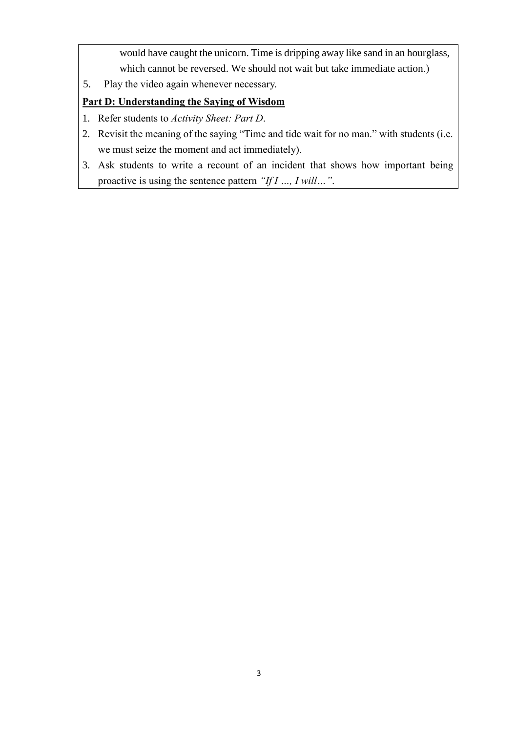would have caught the unicorn. Time is dripping away like sand in an hourglass, which cannot be reversed. We should not wait but take immediate action.)

5. Play the video again whenever necessary.

**Part D: Understanding the Saying of Wisdom**

1. Refer students to *Activity Sheet: Part D*.
2. Revisit the meaning of the saying "Time and tide wait for no man." with students (i.e. we must seize the moment and act immediately).
3. Ask students to write a recount of an incident that shows how important being proactive is using the sentence pattern *"If I …, I will…"*.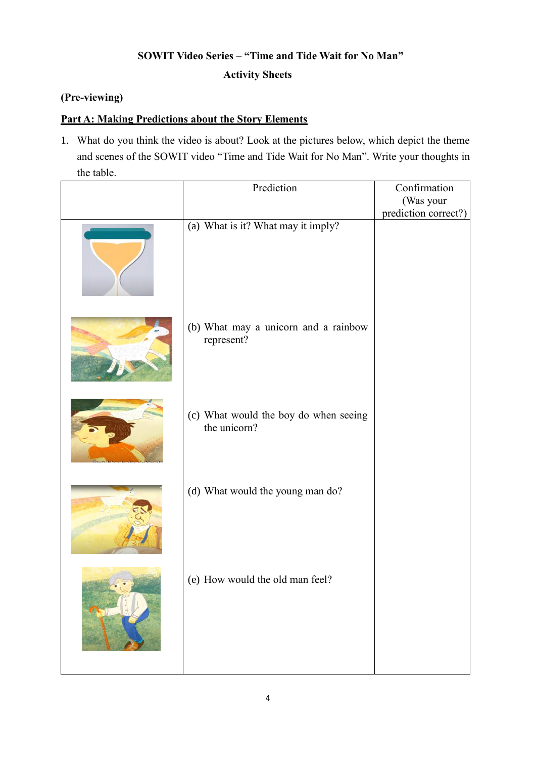**SOWIT Video Series – "Time and Tide Wait for No Man"**

**Activity Sheets**

**(Pre-viewing)**

**Part A: Making Predictions about the Story Elements**

1. What do you think the video is about? Look at the pictures below, which depict the theme and scenes of the SOWIT video "Time and Tide Wait for No Man". Write your thoughts in the table.

| | Prediction | Confirmation (Was your prediction correct?) |
|---|---|---|
| | (a) What is it? What may it imply? | |
| | (b) What may a unicorn and a rainbow represent? | |
| | (c) What would the boy do when seeing the unicorn? | |
| | (d) What would the young man do? | |
| | (e) How would the old man feel? | |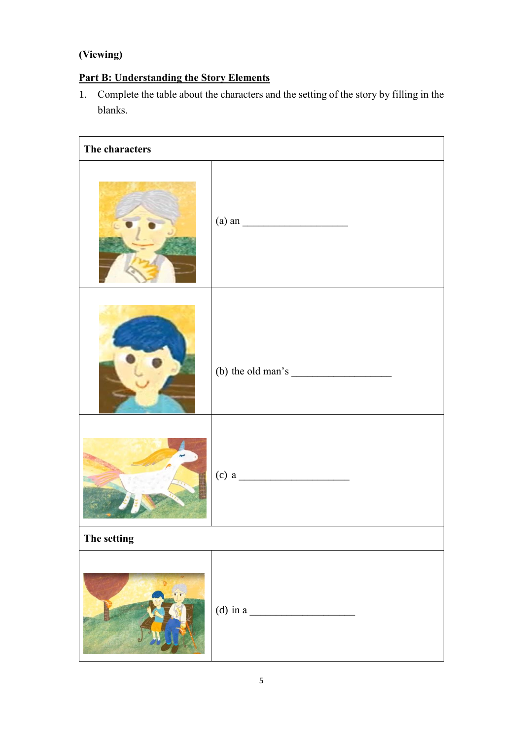**(Viewing)**

**Part B: Understanding the Story Elements**

1. Complete the table about the characters and the setting of the story by filling in the blanks.

| **The characters** | |
|---|---|
| | (a) an ____________________ |
| | (b) the old man's ___________________ |
| | (c) a _____________________ |
| **The setting** | |
| | (d) in a ____________________ |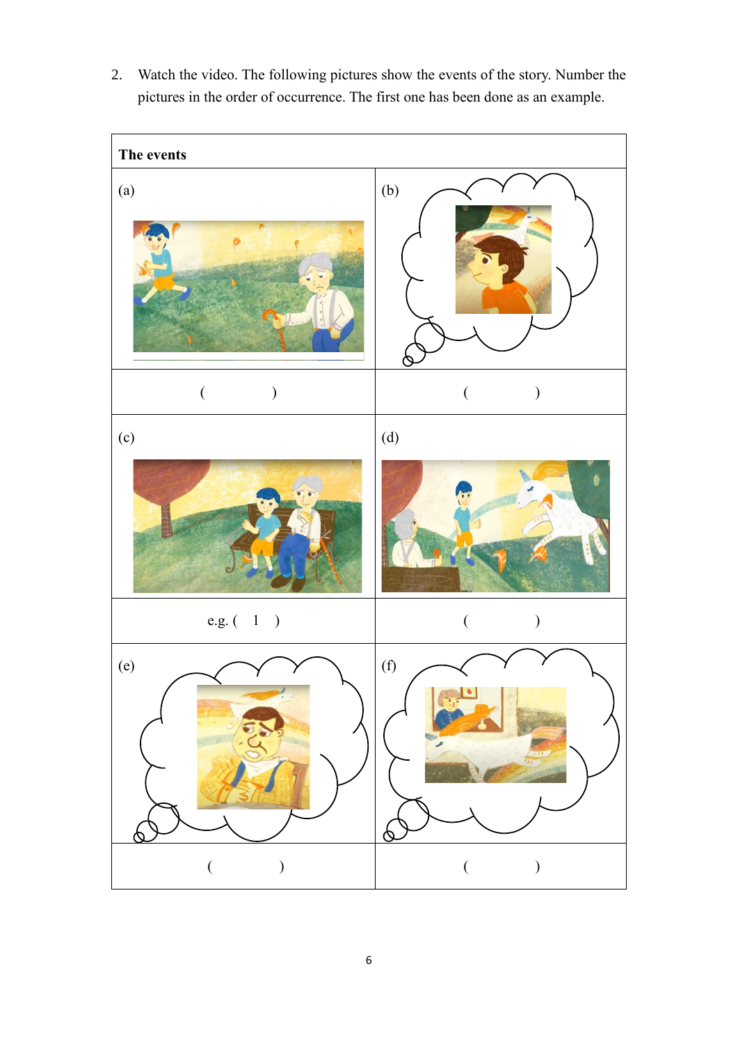2. Watch the video. The following pictures show the events of the story. Number the pictures in the order of occurrence. The first one has been done as an example.

| The events | |
|---|---|
| (a) | (b) |
| (          ) | (          ) |
| (c) | (d) |
| e.g. (  1  ) | (          ) |
| (e) | (f) |
| (          ) | (          ) |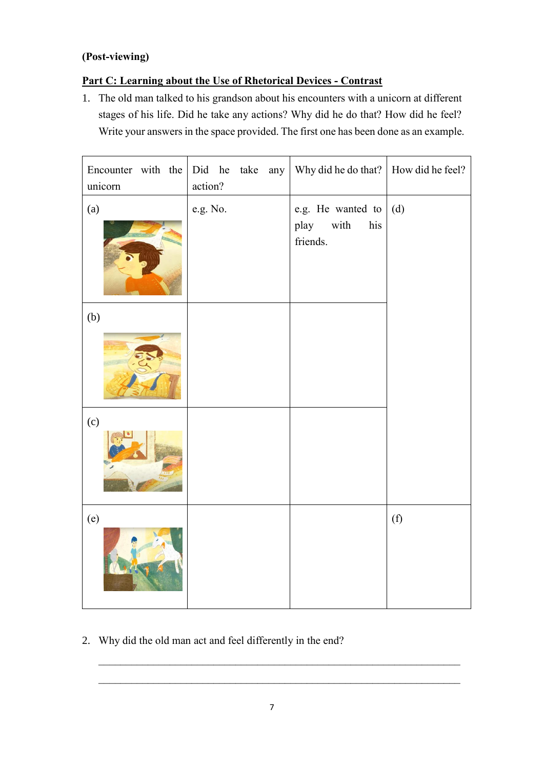**(Post-viewing)**

**Part C: Learning about the Use of Rhetorical Devices - Contrast**

1. The old man talked to his grandson about his encounters with a unicorn at different stages of his life. Did he take any actions? Why did he do that? How did he feel? Write your answers in the space provided. The first one has been done as an example.

| Encounter with the unicorn | Did he take any action? | Why did he do that? | How did he feel? |
|---|---|---|---|
| (a) | e.g. No. | e.g. He wanted to play with his friends. | (d) |
| (b) | | | |
| (c) | | | |
| (e) | | | (f) |

2. Why did the old man act and feel differently in the end?

_______________________________________________________________

_______________________________________________________________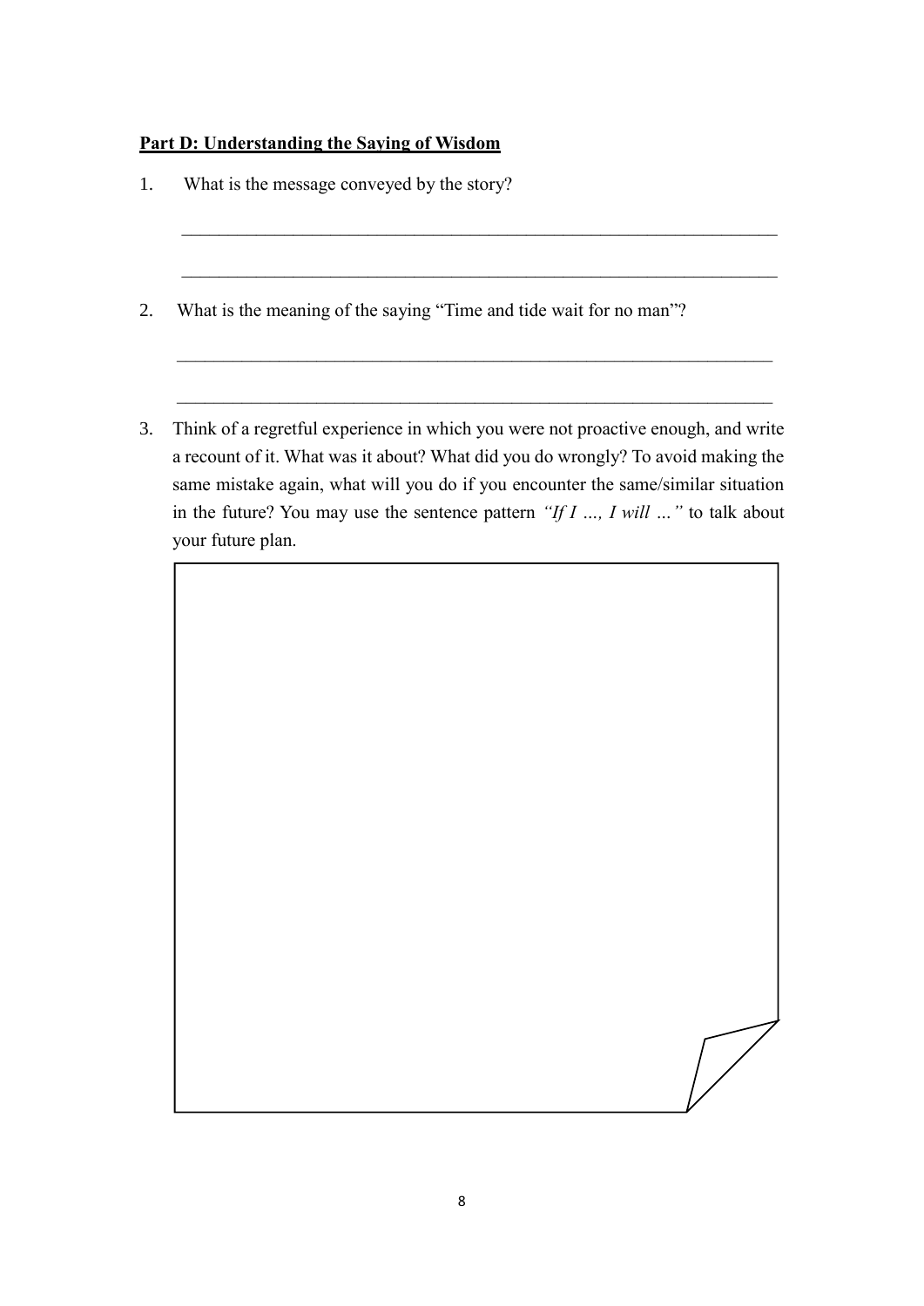**Part D: Understanding the Saying of Wisdom**

1. What is the message conveyed by the story?

   \_\_\_\_\_\_\_\_\_\_\_\_\_\_\_\_\_\_\_\_\_\_\_\_\_\_\_\_\_\_\_\_\_\_\_\_\_\_\_\_\_\_\_\_\_\_\_\_\_\_\_\_\_\_\_\_\_\_\_\_\_\_\_\_\_\_

   \_\_\_\_\_\_\_\_\_\_\_\_\_\_\_\_\_\_\_\_\_\_\_\_\_\_\_\_\_\_\_\_\_\_\_\_\_\_\_\_\_\_\_\_\_\_\_\_\_\_\_\_\_\_\_\_\_\_\_\_\_\_\_\_\_\_

2. What is the meaning of the saying "Time and tide wait for no man"?

   \_\_\_\_\_\_\_\_\_\_\_\_\_\_\_\_\_\_\_\_\_\_\_\_\_\_\_\_\_\_\_\_\_\_\_\_\_\_\_\_\_\_\_\_\_\_\_\_\_\_\_\_\_\_\_\_\_\_\_\_\_\_\_\_\_\_

   \_\_\_\_\_\_\_\_\_\_\_\_\_\_\_\_\_\_\_\_\_\_\_\_\_\_\_\_\_\_\_\_\_\_\_\_\_\_\_\_\_\_\_\_\_\_\_\_\_\_\_\_\_\_\_\_\_\_\_\_\_\_\_\_\_\_

3. Think of a regretful experience in which you were not proactive enough, and write a recount of it. What was it about? What did you do wrongly? To avoid making the same mistake again, what will you do if you encounter the same/similar situation in the future? You may use the sentence pattern *"If I …, I will …"* to talk about your future plan.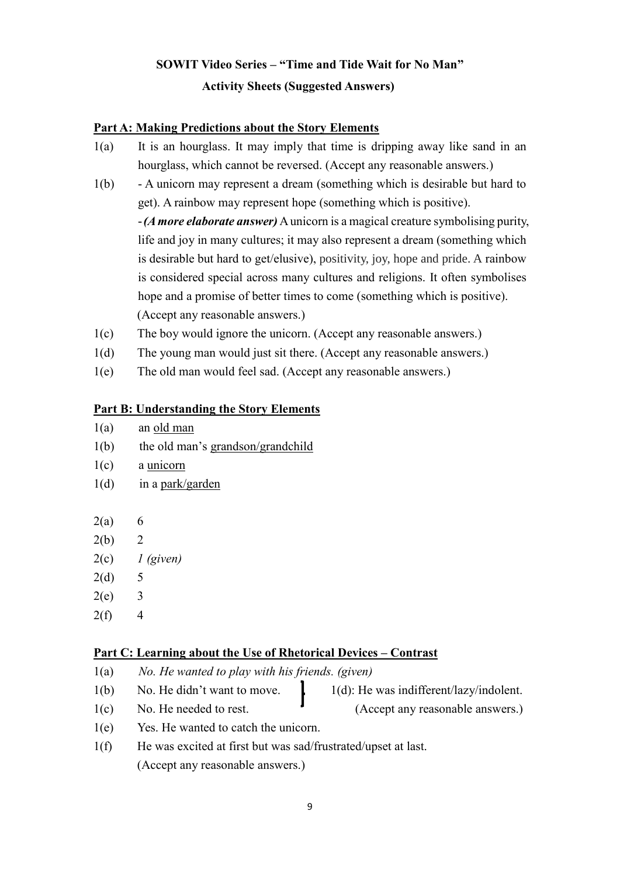**SOWIT Video Series – "Time and Tide Wait for No Man"**

**Activity Sheets (Suggested Answers)**

## Part A: Making Predictions about the Story Elements

1(a) It is an hourglass. It may imply that time is dripping away like sand in an hourglass, which cannot be reversed. (Accept any reasonable answers.)

1(b) - A unicorn may represent a dream (something which is desirable but hard to get). A rainbow may represent hope (something which is positive).

- ***(A more elaborate answer)*** A unicorn is a magical creature symbolising purity, life and joy in many cultures; it may also represent a dream (something which is desirable but hard to get/elusive), positivity, joy, hope and pride. A rainbow is considered special across many cultures and religions. It often symbolises hope and a promise of better times to come (something which is positive). (Accept any reasonable answers.)

1(c) The boy would ignore the unicorn. (Accept any reasonable answers.)

1(d) The young man would just sit there. (Accept any reasonable answers.)

1(e) The old man would feel sad. (Accept any reasonable answers.)

## Part B: Understanding the Story Elements

1(a) an old man

1(b) the old man's grandson/grandchild

1(c) a unicorn

1(d) in a park/garden

2(a) 6

2(b) 2

2(c) *1 (given)*

2(d) 5

2(e) 3

2(f) 4

## Part C: Learning about the Use of Rhetorical Devices – Contrast

1(a) *No. He wanted to play with his friends. (given)*

1(b) No. He didn't want to move.

1(c) No. He needed to rest.

1(d) (for 1(b) and 1(c)): He was indifferent/lazy/indolent. (Accept any reasonable answers.)

1(e) Yes. He wanted to catch the unicorn.

1(f) He was excited at first but was sad/frustrated/upset at last. (Accept any reasonable answers.)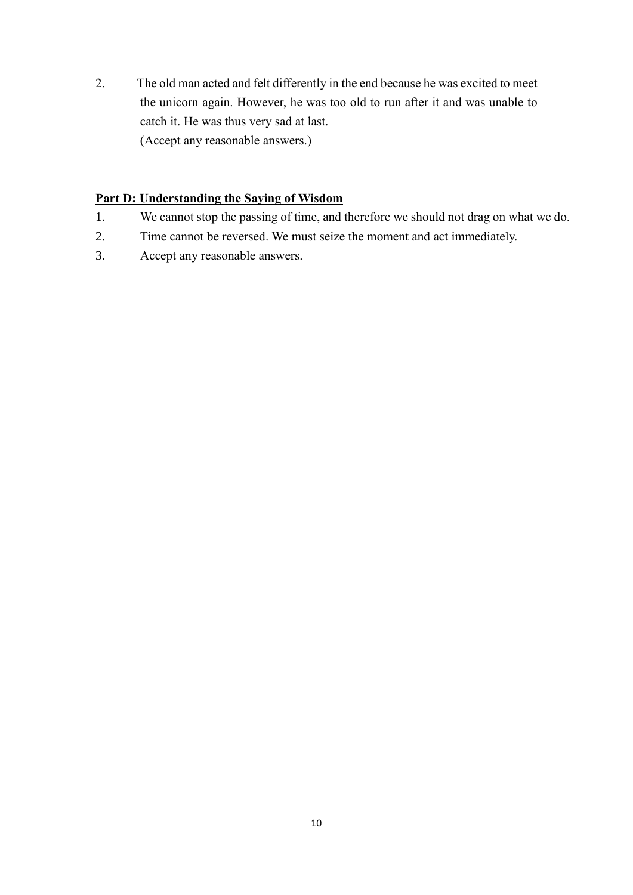2. The old man acted and felt differently in the end because he was excited to meet the unicorn again. However, he was too old to run after it and was unable to catch it. He was thus very sad at last.
   (Accept any reasonable answers.)

**<u>Part D: Understanding the Saying of Wisdom</u>**

1. We cannot stop the passing of time, and therefore we should not drag on what we do.
2. Time cannot be reversed. We must seize the moment and act immediately.
3. Accept any reasonable answers.